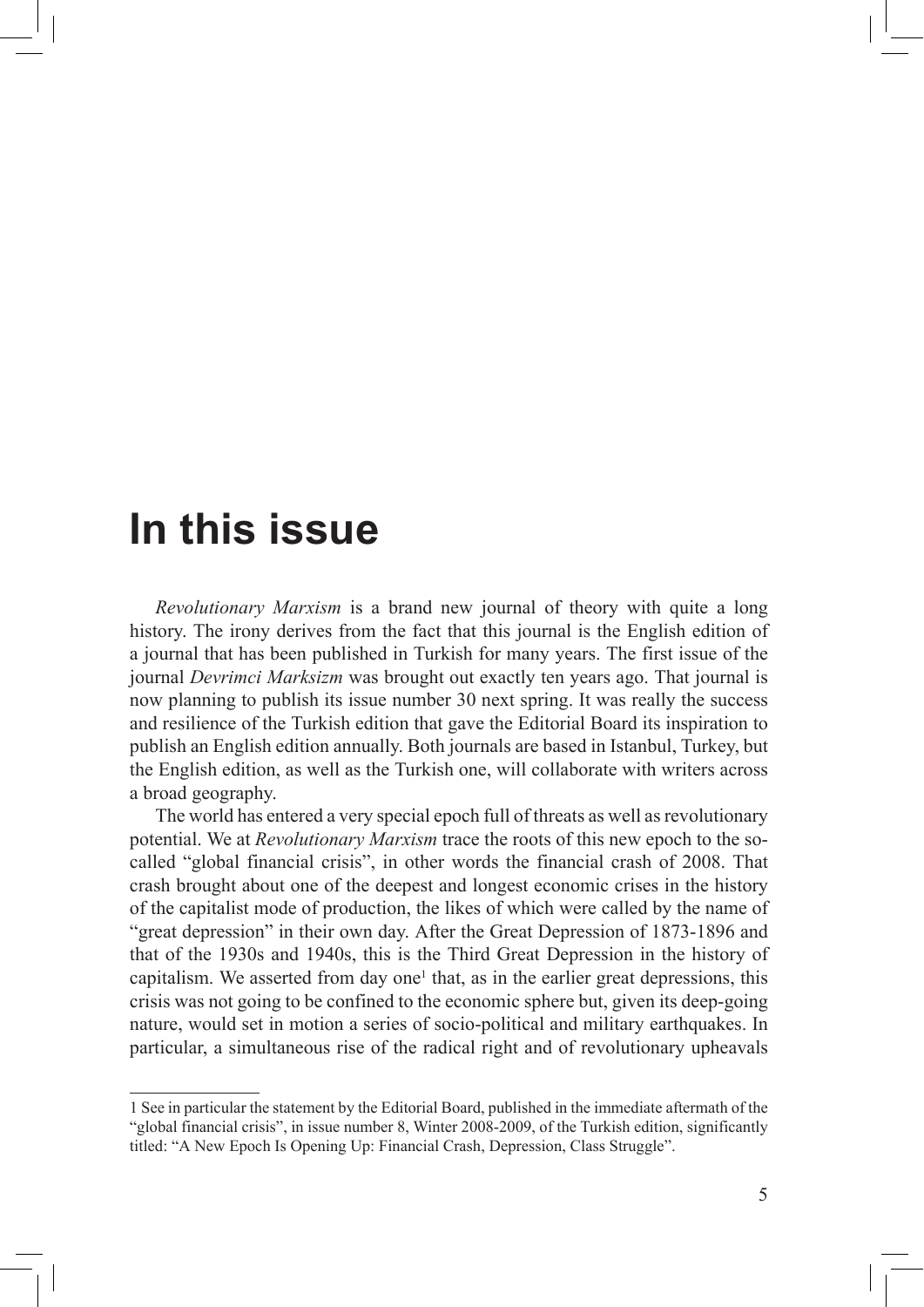# In this issue

*Revolutionary Marxism* is a brand new journal of theory with quite a long history. The irony derives from the fact that this journal is the English edition of a journal that has been published in Turkish for many years. The first issue of the journal *Devrimci Marksizm* was brought out exactly ten years ago. That journal is now planning to publish its issue number 30 next spring. It was really the success and resilience of the Turkish edition that gave the Editorial Board its inspiration to publish an English edition annually. Both journals are based in Istanbul, Turkey, but the English edition, as well as the Turkish one, will collaborate with writers across a broad geography.

The world has entered a very special epoch full of threats as well as revolutionary potential. We at *Revolutionary Marxism* trace the roots of this new epoch to the so-called "global financial crisis", in other words the financial crash of 2008. That crash brought about one of the deepest and longest economic crises in the history of the capitalist mode of production, the likes of which were called by the name of "great depression" in their own day. After the Great Depression of 1873-1896 and that of the 1930s and 1940s, this is the Third Great Depression in the history of capitalism. We asserted from day one[1] that, as in the earlier great depressions, this crisis was not going to be confined to the economic sphere but, given its deep-going nature, would set in motion a series of socio-political and military earthquakes. In particular, a simultaneous rise of the radical right and of revolutionary upheavals

1 See in particular the statement by the Editorial Board, published in the immediate aftermath of the "global financial crisis", in issue number 8, Winter 2008-2009, of the Turkish edition, significantly titled: "A New Epoch Is Opening Up: Financial Crash, Depression, Class Struggle".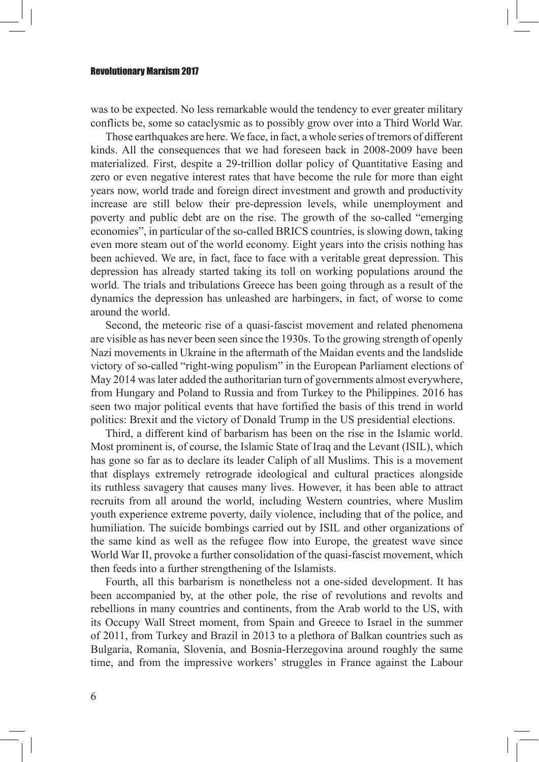was to be expected. No less remarkable would the tendency to ever greater military conflicts be, some so cataclysmic as to possibly grow over into a Third World War.

Those earthquakes are here. We face, in fact, a whole series of tremors of different kinds. All the consequences that we had foreseen back in 2008-2009 have been materialized. First, despite a 29-trillion dollar policy of Quantitative Easing and zero or even negative interest rates that have become the rule for more than eight years now, world trade and foreign direct investment and growth and productivity increase are still below their pre-depression levels, while unemployment and poverty and public debt are on the rise. The growth of the so-called "emerging economies", in particular of the so-called BRICS countries, is slowing down, taking even more steam out of the world economy. Eight years into the crisis nothing has been achieved. We are, in fact, face to face with a veritable great depression. This depression has already started taking its toll on working populations around the world. The trials and tribulations Greece has been going through as a result of the dynamics the depression has unleashed are harbingers, in fact, of worse to come around the world.

Second, the meteoric rise of a quasi-fascist movement and related phenomena are visible as has never been seen since the 1930s. To the growing strength of openly Nazi movements in Ukraine in the aftermath of the Maidan events and the landslide victory of so-called "right-wing populism" in the European Parliament elections of May 2014 was later added the authoritarian turn of governments almost everywhere, from Hungary and Poland to Russia and from Turkey to the Philippines. 2016 has seen two major political events that have fortified the basis of this trend in world politics: Brexit and the victory of Donald Trump in the US presidential elections.

Third, a different kind of barbarism has been on the rise in the Islamic world. Most prominent is, of course, the Islamic State of Iraq and the Levant (ISIL), which has gone so far as to declare its leader Caliph of all Muslims. This is a movement that displays extremely retrograde ideological and cultural practices alongside its ruthless savagery that causes many lives. However, it has been able to attract recruits from all around the world, including Western countries, where Muslim youth experience extreme poverty, daily violence, including that of the police, and humiliation. The suicide bombings carried out by ISIL and other organizations of the same kind as well as the refugee flow into Europe, the greatest wave since World War II, provoke a further consolidation of the quasi-fascist movement, which then feeds into a further strengthening of the Islamists.

Fourth, all this barbarism is nonetheless not a one-sided development. It has been accompanied by, at the other pole, the rise of revolutions and revolts and rebellions in many countries and continents, from the Arab world to the US, with its Occupy Wall Street moment, from Spain and Greece to Israel in the summer of 2011, from Turkey and Brazil in 2013 to a plethora of Balkan countries such as Bulgaria, Romania, Slovenia, and Bosnia-Herzegovina around roughly the same time, and from the impressive workers' struggles in France against the Labour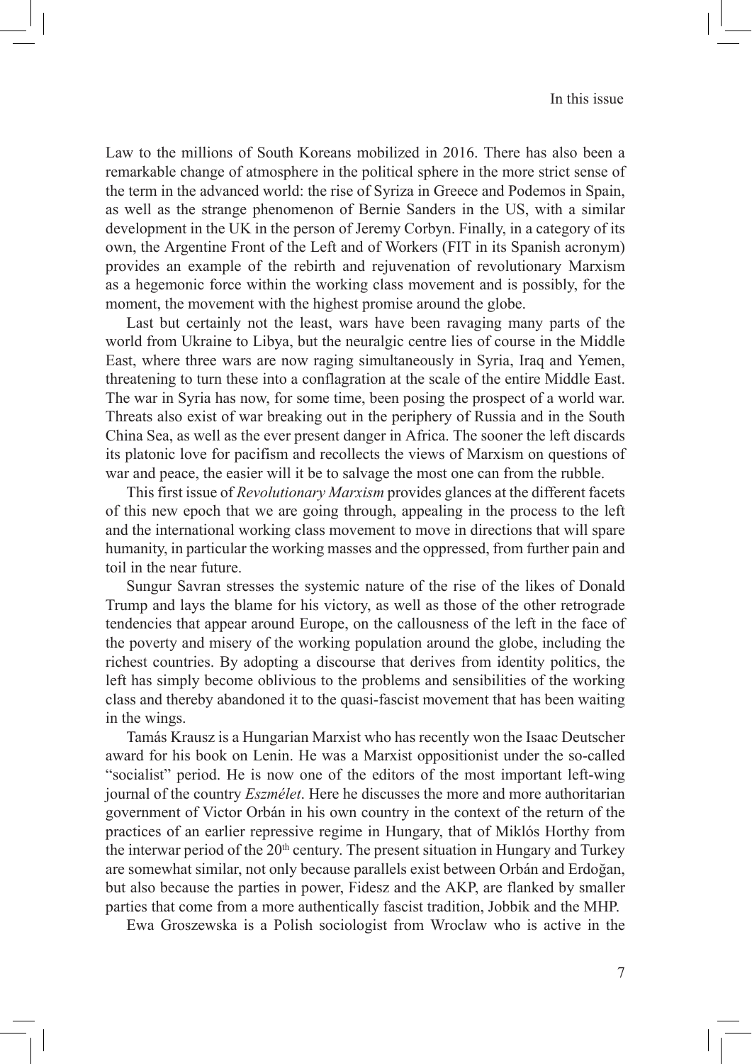Law to the millions of South Koreans mobilized in 2016. There has also been a remarkable change of atmosphere in the political sphere in the more strict sense of the term in the advanced world: the rise of Syriza in Greece and Podemos in Spain, as well as the strange phenomenon of Bernie Sanders in the US, with a similar development in the UK in the person of Jeremy Corbyn. Finally, in a category of its own, the Argentine Front of the Left and of Workers (FIT in its Spanish acronym) provides an example of the rebirth and rejuvenation of revolutionary Marxism as a hegemonic force within the working class movement and is possibly, for the moment, the movement with the highest promise around the globe.

Last but certainly not the least, wars have been ravaging many parts of the world from Ukraine to Libya, but the neuralgic centre lies of course in the Middle East, where three wars are now raging simultaneously in Syria, Iraq and Yemen, threatening to turn these into a conflagration at the scale of the entire Middle East. The war in Syria has now, for some time, been posing the prospect of a world war. Threats also exist of war breaking out in the periphery of Russia and in the South China Sea, as well as the ever present danger in Africa. The sooner the left discards its platonic love for pacifism and recollects the views of Marxism on questions of war and peace, the easier will it be to salvage the most one can from the rubble.

This first issue of *Revolutionary Marxism* provides glances at the different facets of this new epoch that we are going through, appealing in the process to the left and the international working class movement to move in directions that will spare humanity, in particular the working masses and the oppressed, from further pain and toil in the near future.

Sungur Savran stresses the systemic nature of the rise of the likes of Donald Trump and lays the blame for his victory, as well as those of the other retrograde tendencies that appear around Europe, on the callousness of the left in the face of the poverty and misery of the working population around the globe, including the richest countries. By adopting a discourse that derives from identity politics, the left has simply become oblivious to the problems and sensibilities of the working class and thereby abandoned it to the quasi-fascist movement that has been waiting in the wings.

Tamás Krausz is a Hungarian Marxist who has recently won the Isaac Deutscher award for his book on Lenin. He was a Marxist oppositionist under the so-called "socialist" period. He is now one of the editors of the most important left-wing journal of the country *Eszmélet*. Here he discusses the more and more authoritarian government of Victor Orbán in his own country in the context of the return of the practices of an earlier repressive regime in Hungary, that of Miklós Horthy from the interwar period of the 20th century. The present situation in Hungary and Turkey are somewhat similar, not only because parallels exist between Orbán and Erdoğan, but also because the parties in power, Fidesz and the AKP, are flanked by smaller parties that come from a more authentically fascist tradition, Jobbik and the MHP.

Ewa Groszewska is a Polish sociologist from Wroclaw who is active in the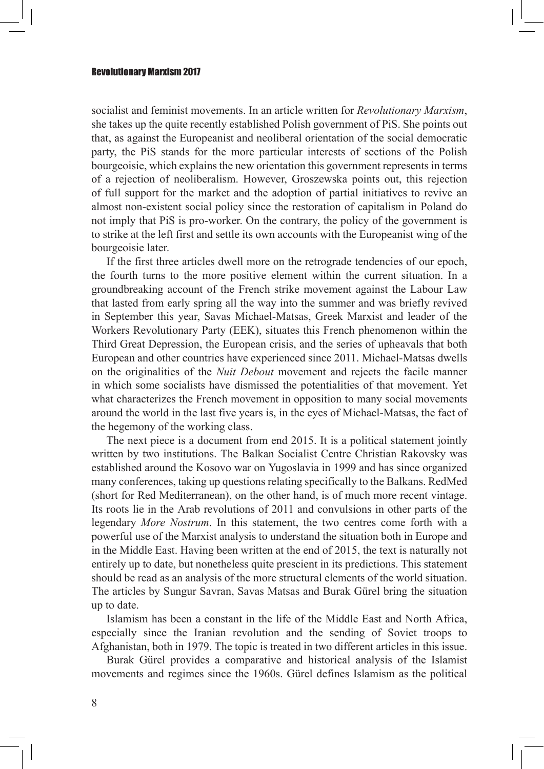socialist and feminist movements. In an article written for *Revolutionary Marxism*, she takes up the quite recently established Polish government of PiS. She points out that, as against the Europeanist and neoliberal orientation of the social democratic party, the PiS stands for the more particular interests of sections of the Polish bourgeoisie, which explains the new orientation this government represents in terms of a rejection of neoliberalism. However, Groszewska points out, this rejection of full support for the market and the adoption of partial initiatives to revive an almost non-existent social policy since the restoration of capitalism in Poland do not imply that PiS is pro-worker. On the contrary, the policy of the government is to strike at the left first and settle its own accounts with the Europeanist wing of the bourgeoisie later.

If the first three articles dwell more on the retrograde tendencies of our epoch, the fourth turns to the more positive element within the current situation. In a groundbreaking account of the French strike movement against the Labour Law that lasted from early spring all the way into the summer and was briefly revived in September this year, Savas Michael-Matsas, Greek Marxist and leader of the Workers Revolutionary Party (EEK), situates this French phenomenon within the Third Great Depression, the European crisis, and the series of upheavals that both European and other countries have experienced since 2011. Michael-Matsas dwells on the originalities of the *Nuit Debout* movement and rejects the facile manner in which some socialists have dismissed the potentialities of that movement. Yet what characterizes the French movement in opposition to many social movements around the world in the last five years is, in the eyes of Michael-Matsas, the fact of the hegemony of the working class.

The next piece is a document from end 2015. It is a political statement jointly written by two institutions. The Balkan Socialist Centre Christian Rakovsky was established around the Kosovo war on Yugoslavia in 1999 and has since organized many conferences, taking up questions relating specifically to the Balkans. RedMed (short for Red Mediterranean), on the other hand, is of much more recent vintage. Its roots lie in the Arab revolutions of 2011 and convulsions in other parts of the legendary *More Nostrum*. In this statement, the two centres come forth with a powerful use of the Marxist analysis to understand the situation both in Europe and in the Middle East. Having been written at the end of 2015, the text is naturally not entirely up to date, but nonetheless quite prescient in its predictions. This statement should be read as an analysis of the more structural elements of the world situation. The articles by Sungur Savran, Savas Matsas and Burak Gürel bring the situation up to date.

Islamism has been a constant in the life of the Middle East and North Africa, especially since the Iranian revolution and the sending of Soviet troops to Afghanistan, both in 1979. The topic is treated in two different articles in this issue.

Burak Gürel provides a comparative and historical analysis of the Islamist movements and regimes since the 1960s. Gürel defines Islamism as the political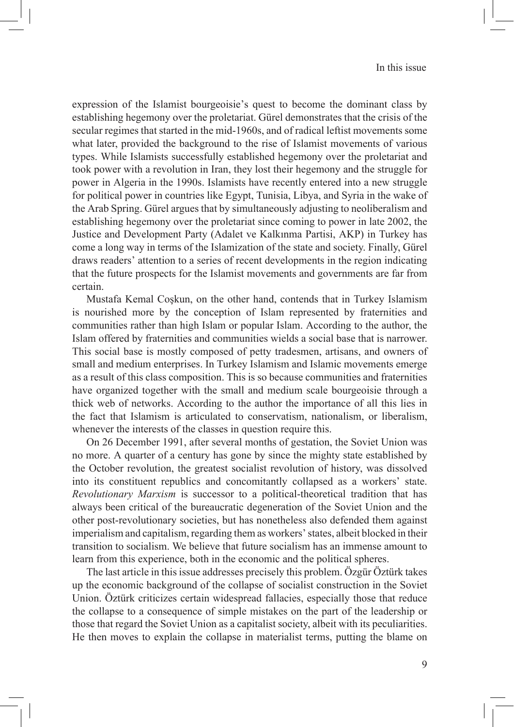expression of the Islamist bourgeoisie's quest to become the dominant class by establishing hegemony over the proletariat. Gürel demonstrates that the crisis of the secular regimes that started in the mid-1960s, and of radical leftist movements some what later, provided the background to the rise of Islamist movements of various types. While Islamists successfully established hegemony over the proletariat and took power with a revolution in Iran, they lost their hegemony and the struggle for power in Algeria in the 1990s. Islamists have recently entered into a new struggle for political power in countries like Egypt, Tunisia, Libya, and Syria in the wake of the Arab Spring. Gürel argues that by simultaneously adjusting to neoliberalism and establishing hegemony over the proletariat since coming to power in late 2002, the Justice and Development Party (Adalet ve Kalkınma Partisi, AKP) in Turkey has come a long way in terms of the Islamization of the state and society. Finally, Gürel draws readers' attention to a series of recent developments in the region indicating that the future prospects for the Islamist movements and governments are far from certain.

Mustafa Kemal Coşkun, on the other hand, contends that in Turkey Islamism is nourished more by the conception of Islam represented by fraternities and communities rather than high Islam or popular Islam. According to the author, the Islam offered by fraternities and communities wields a social base that is narrower. This social base is mostly composed of petty tradesmen, artisans, and owners of small and medium enterprises. In Turkey Islamism and Islamic movements emerge as a result of this class composition. This is so because communities and fraternities have organized together with the small and medium scale bourgeoisie through a thick web of networks. According to the author the importance of all this lies in the fact that Islamism is articulated to conservatism, nationalism, or liberalism, whenever the interests of the classes in question require this.

On 26 December 1991, after several months of gestation, the Soviet Union was no more. A quarter of a century has gone by since the mighty state established by the October revolution, the greatest socialist revolution of history, was dissolved into its constituent republics and concomitantly collapsed as a workers' state. *Revolutionary Marxism* is successor to a political-theoretical tradition that has always been critical of the bureaucratic degeneration of the Soviet Union and the other post-revolutionary societies, but has nonetheless also defended them against imperialism and capitalism, regarding them as workers' states, albeit blocked in their transition to socialism. We believe that future socialism has an immense amount to learn from this experience, both in the economic and the political spheres.

The last article in this issue addresses precisely this problem. Özgür Öztürk takes up the economic background of the collapse of socialist construction in the Soviet Union. Öztürk criticizes certain widespread fallacies, especially those that reduce the collapse to a consequence of simple mistakes on the part of the leadership or those that regard the Soviet Union as a capitalist society, albeit with its peculiarities. He then moves to explain the collapse in materialist terms, putting the blame on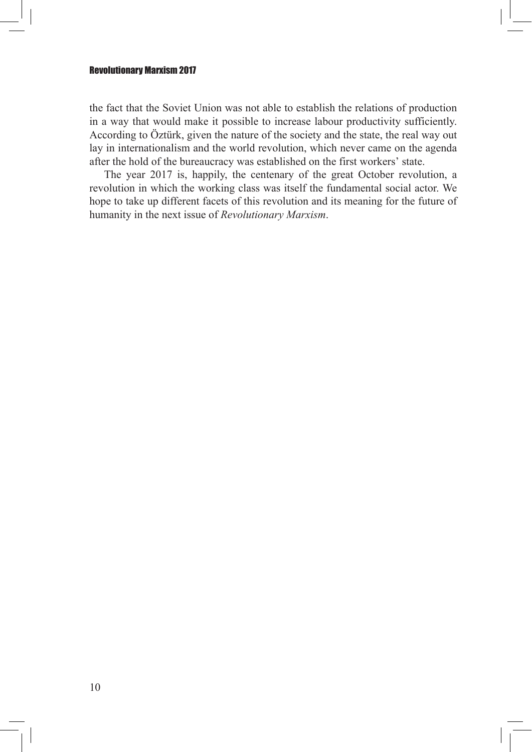the fact that the Soviet Union was not able to establish the relations of production in a way that would make it possible to increase labour productivity sufficiently. According to Öztürk, given the nature of the society and the state, the real way out lay in internationalism and the world revolution, which never came on the agenda after the hold of the bureaucracy was established on the first workers' state.

The year 2017 is, happily, the centenary of the great October revolution, a revolution in which the working class was itself the fundamental social actor. We hope to take up different facets of this revolution and its meaning for the future of humanity in the next issue of *Revolutionary Marxism*.